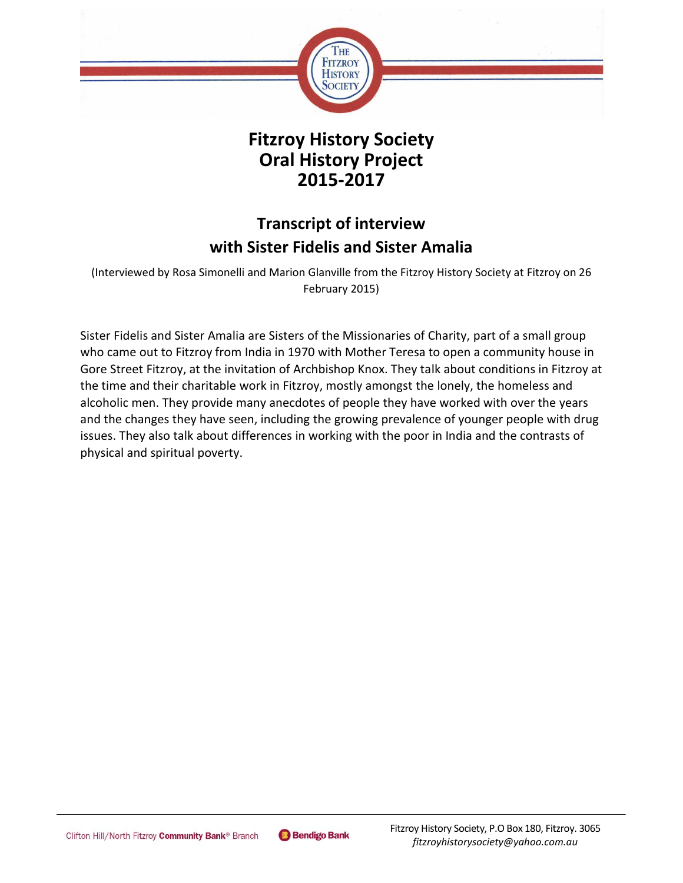# Fitzroy History Society Oral History Project 2015-2017

## Transcript of interview with Sister Fidelis and Sister Amalia

(Interviewed by Rosa Simonelli and Marion Glanville from the Fitzroy History Society at Fitzroy on 26 February 2015)

Sister Fidelis and Sister Amalia are Sisters of the Missionaries of Charity, part of a small group who came out to Fitzroy from India in 1970 with Mother Teresa to open a community house in Gore Street Fitzroy, at the invitation of Archbishop Knox. They talk about conditions in Fitzroy at the time and their charitable work in Fitzroy, mostly amongst the lonely, the homeless and alcoholic men. They provide many anecdotes of people they have worked with over the years and the changes they have seen, including the growing prevalence of younger people with drug issues. They also talk about differences in working with the poor in India and the contrasts of physical and spiritual poverty.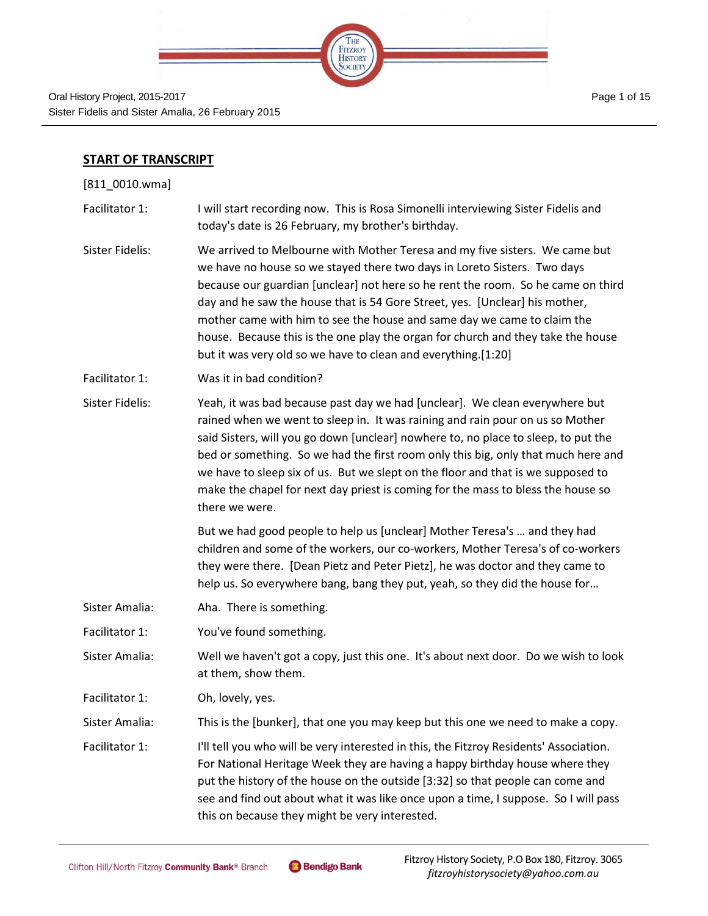## START OF TRANSCRIPT

[811_0010.wma]

Facilitator 1: I will start recording now. This is Rosa Simonelli interviewing Sister Fidelis and today's date is 26 February, my brother's birthday.

Sister Fidelis: We arrived to Melbourne with Mother Teresa and my five sisters. We came but we have no house so we stayed there two days in Loreto Sisters. Two days because our guardian [unclear] not here so he rent the room. So he came on third day and he saw the house that is 54 Gore Street, yes. [Unclear] his mother, mother came with him to see the house and same day we came to claim the house. Because this is the one play the organ for church and they take the house but it was very old so we have to clean and everything.[1:20]

Facilitator 1: Was it in bad condition?

Sister Fidelis: Yeah, it was bad because past day we had [unclear]. We clean everywhere but rained when we went to sleep in. It was raining and rain pour on us so Mother said Sisters, will you go down [unclear] nowhere to, no place to sleep, to put the bed or something. So we had the first room only this big, only that much here and we have to sleep six of us. But we slept on the floor and that is we supposed to make the chapel for next day priest is coming for the mass to bless the house so there we were.

But we had good people to help us [unclear] Mother Teresa's … and they had children and some of the workers, our co-workers, Mother Teresa's of co-workers they were there. [Dean Pietz and Peter Pietz], he was doctor and they came to help us. So everywhere bang, bang they put, yeah, so they did the house for…

Sister Amalia: Aha. There is something.

Facilitator 1: You've found something.

Sister Amalia: Well we haven't got a copy, just this one. It's about next door. Do we wish to look at them, show them.

Facilitator 1: Oh, lovely, yes.

Sister Amalia: This is the [bunker], that one you may keep but this one we need to make a copy.

Facilitator 1: I'll tell you who will be very interested in this, the Fitzroy Residents' Association. For National Heritage Week they are having a happy birthday house where they put the history of the house on the outside [3:32] so that people can come and see and find out about what it was like once upon a time, I suppose. So I will pass this on because they might be very interested.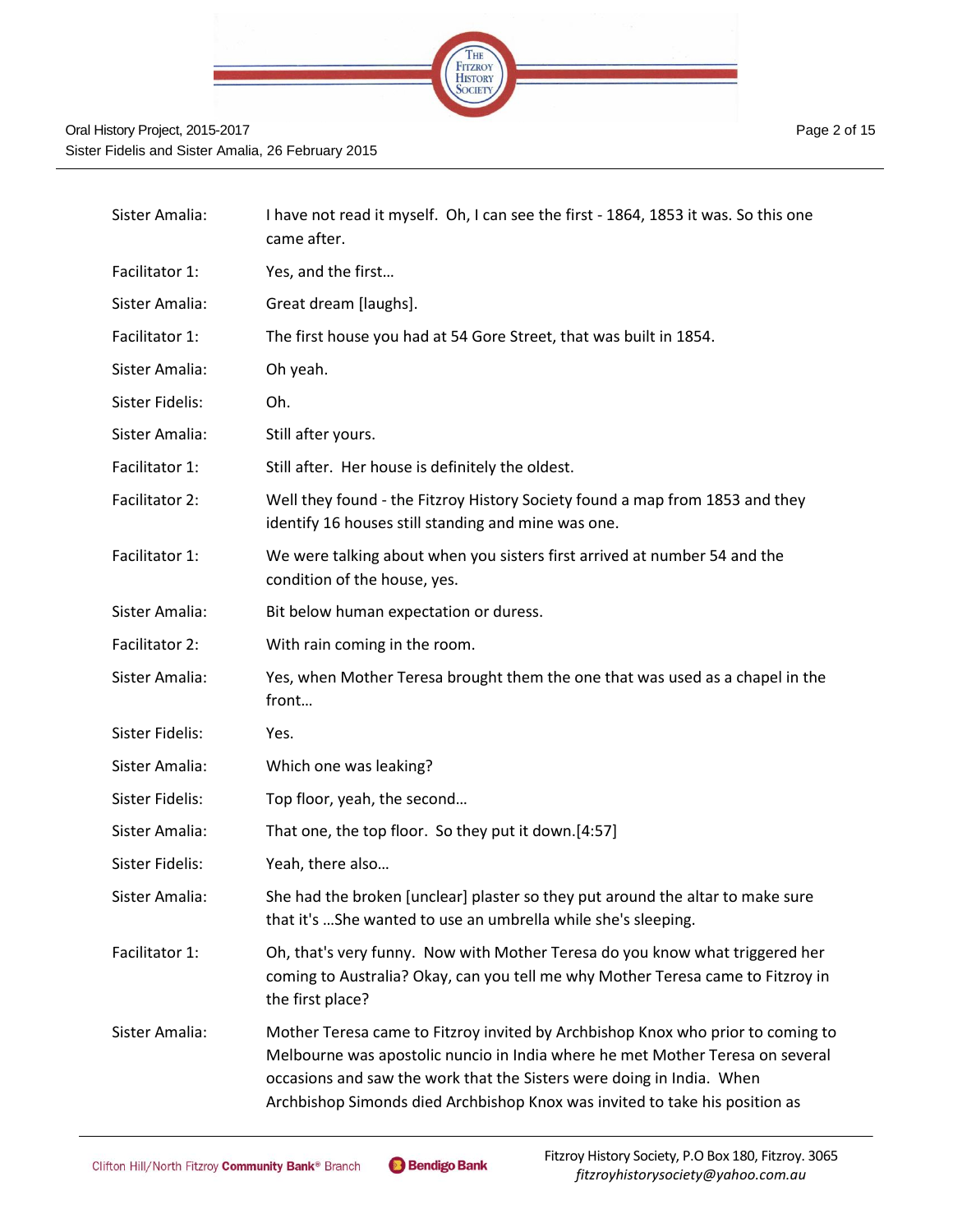| | |
|---|---|
| Sister Amalia: | I have not read it myself. Oh, I can see the first - 1864, 1853 it was. So this one came after. |
| Facilitator 1: | Yes, and the first… |
| Sister Amalia: | Great dream [laughs]. |
| Facilitator 1: | The first house you had at 54 Gore Street, that was built in 1854. |
| Sister Amalia: | Oh yeah. |
| Sister Fidelis: | Oh. |
| Sister Amalia: | Still after yours. |
| Facilitator 1: | Still after. Her house is definitely the oldest. |
| Facilitator 2: | Well they found - the Fitzroy History Society found a map from 1853 and they identify 16 houses still standing and mine was one. |
| Facilitator 1: | We were talking about when you sisters first arrived at number 54 and the condition of the house, yes. |
| Sister Amalia: | Bit below human expectation or duress. |
| Facilitator 2: | With rain coming in the room. |
| Sister Amalia: | Yes, when Mother Teresa brought them the one that was used as a chapel in the front… |
| Sister Fidelis: | Yes. |
| Sister Amalia: | Which one was leaking? |
| Sister Fidelis: | Top floor, yeah, the second… |
| Sister Amalia: | That one, the top floor. So they put it down.[4:57] |
| Sister Fidelis: | Yeah, there also… |
| Sister Amalia: | She had the broken [unclear] plaster so they put around the altar to make sure that it's …She wanted to use an umbrella while she's sleeping. |
| Facilitator 1: | Oh, that's very funny. Now with Mother Teresa do you know what triggered her coming to Australia? Okay, can you tell me why Mother Teresa came to Fitzroy in the first place? |
| Sister Amalia: | Mother Teresa came to Fitzroy invited by Archbishop Knox who prior to coming to Melbourne was apostolic nuncio in India where he met Mother Teresa on several occasions and saw the work that the Sisters were doing in India. When Archbishop Simonds died Archbishop Knox was invited to take his position as |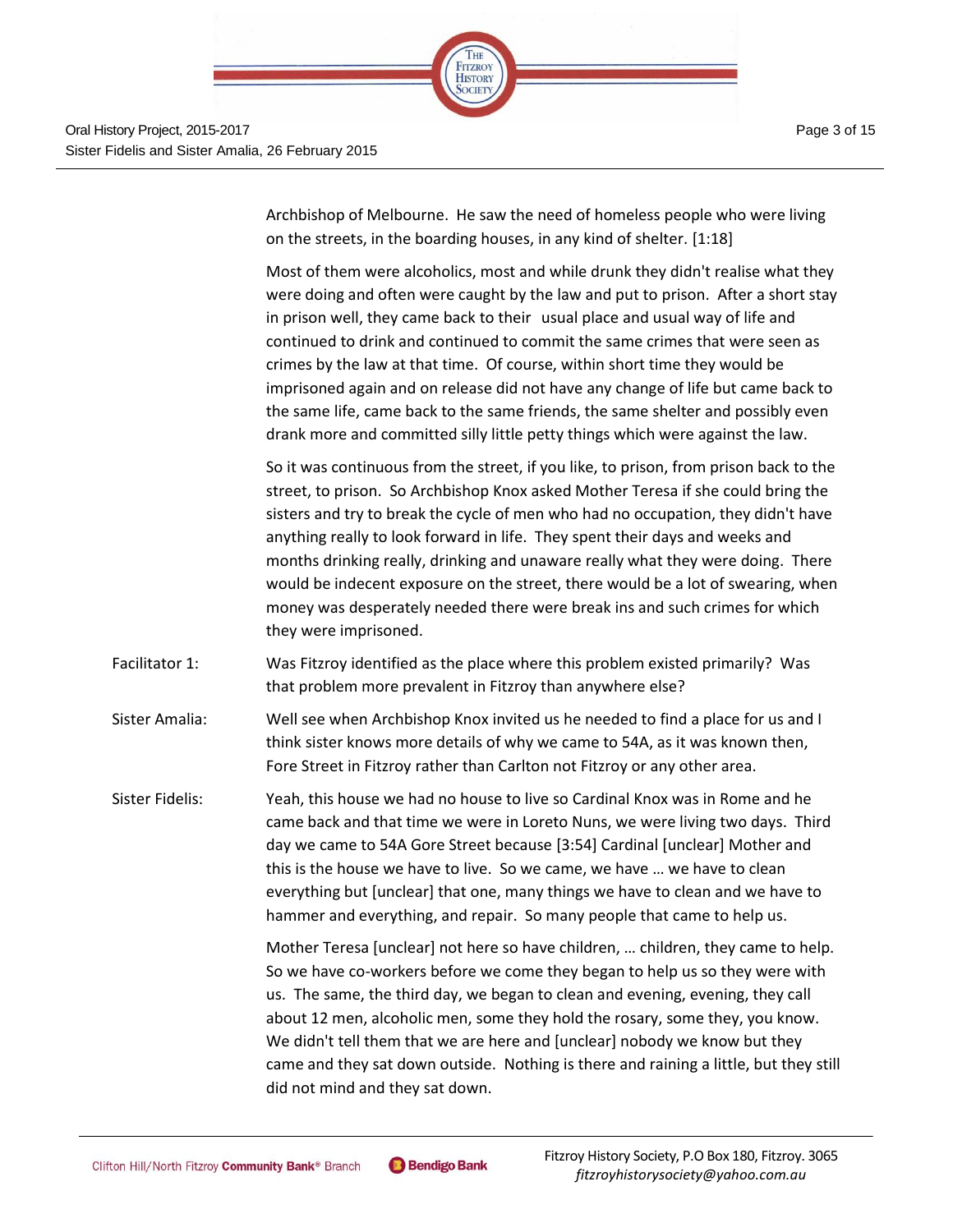Archbishop of Melbourne. He saw the need of homeless people who were living on the streets, in the boarding houses, in any kind of shelter. [1:18]

Most of them were alcoholics, most and while drunk they didn't realise what they were doing and often were caught by the law and put to prison. After a short stay in prison well, they came back to their usual place and usual way of life and continued to drink and continued to commit the same crimes that were seen as crimes by the law at that time. Of course, within short time they would be imprisoned again and on release did not have any change of life but came back to the same life, came back to the same friends, the same shelter and possibly even drank more and committed silly little petty things which were against the law.

So it was continuous from the street, if you like, to prison, from prison back to the street, to prison. So Archbishop Knox asked Mother Teresa if she could bring the sisters and try to break the cycle of men who had no occupation, they didn't have anything really to look forward in life. They spent their days and weeks and months drinking really, drinking and unaware really what they were doing. There would be indecent exposure on the street, there would be a lot of swearing, when money was desperately needed there were break ins and such crimes for which they were imprisoned.

**Facilitator 1:** Was Fitzroy identified as the place where this problem existed primarily? Was that problem more prevalent in Fitzroy than anywhere else?

**Sister Amalia:** Well see when Archbishop Knox invited us he needed to find a place for us and I think sister knows more details of why we came to 54A, as it was known then, Fore Street in Fitzroy rather than Carlton not Fitzroy or any other area.

**Sister Fidelis:** Yeah, this house we had no house to live so Cardinal Knox was in Rome and he came back and that time we were in Loreto Nuns, we were living two days. Third day we came to 54A Gore Street because [3:54] Cardinal [unclear] Mother and this is the house we have to live. So we came, we have … we have to clean everything but [unclear] that one, many things we have to clean and we have to hammer and everything, and repair. So many people that came to help us.

Mother Teresa [unclear] not here so have children, … children, they came to help. So we have co-workers before we come they began to help us so they were with us. The same, the third day, we began to clean and evening, evening, they call about 12 men, alcoholic men, some they hold the rosary, some they, you know. We didn't tell them that we are here and [unclear] nobody we know but they came and they sat down outside. Nothing is there and raining a little, but they still did not mind and they sat down.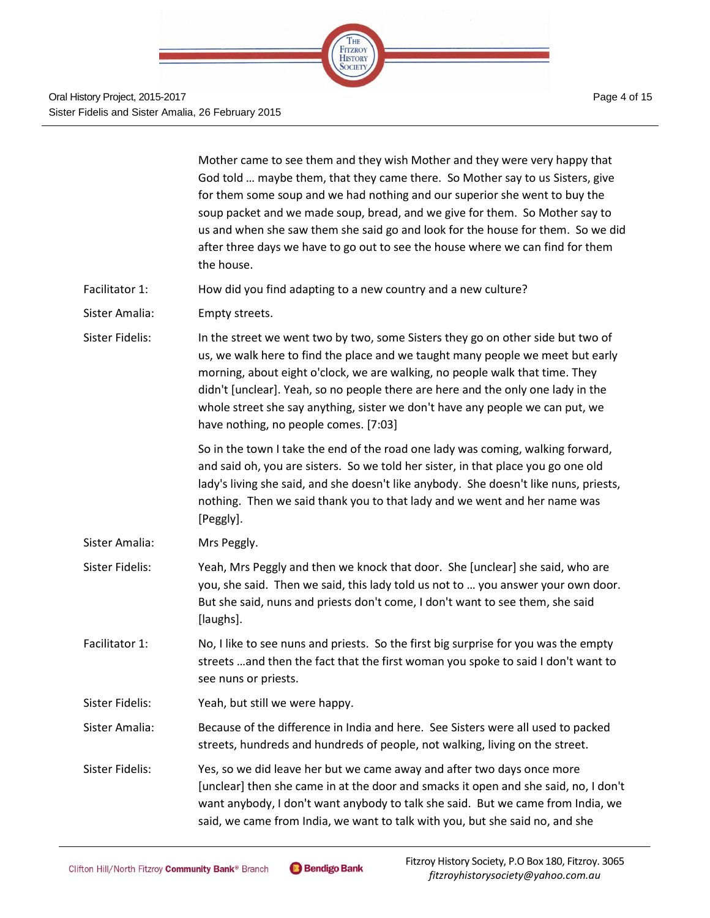Mother came to see them and they wish Mother and they were very happy that God told … maybe them, that they came there. So Mother say to us Sisters, give for them some soup and we had nothing and our superior she went to buy the soup packet and we made soup, bread, and we give for them. So Mother say to us and when she saw them she said go and look for the house for them. So we did after three days we have to go out to see the house where we can find for them the house.

Facilitator 1: How did you find adapting to a new country and a new culture?

Sister Amalia: Empty streets.

Sister Fidelis: In the street we went two by two, some Sisters they go on other side but two of us, we walk here to find the place and we taught many people we meet but early morning, about eight o'clock, we are walking, no people walk that time. They didn't [unclear]. Yeah, so no people there are here and the only one lady in the whole street she say anything, sister we don't have any people we can put, we have nothing, no people comes. [7:03]

So in the town I take the end of the road one lady was coming, walking forward, and said oh, you are sisters. So we told her sister, in that place you go one old lady's living she said, and she doesn't like anybody. She doesn't like nuns, priests, nothing. Then we said thank you to that lady and we went and her name was [Peggly].

Sister Amalia: Mrs Peggly.

Sister Fidelis: Yeah, Mrs Peggly and then we knock that door. She [unclear] she said, who are you, she said. Then we said, this lady told us not to … you answer your own door. But she said, nuns and priests don't come, I don't want to see them, she said [laughs].

Facilitator 1: No, I like to see nuns and priests. So the first big surprise for you was the empty streets …and then the fact that the first woman you spoke to said I don't want to see nuns or priests.

Sister Fidelis: Yeah, but still we were happy.

Sister Amalia: Because of the difference in India and here. See Sisters were all used to packed streets, hundreds and hundreds of people, not walking, living on the street.

Sister Fidelis: Yes, so we did leave her but we came away and after two days once more [unclear] then she came in at the door and smacks it open and she said, no, I don't want anybody, I don't want anybody to talk she said. But we came from India, we said, we came from India, we want to talk with you, but she said no, and she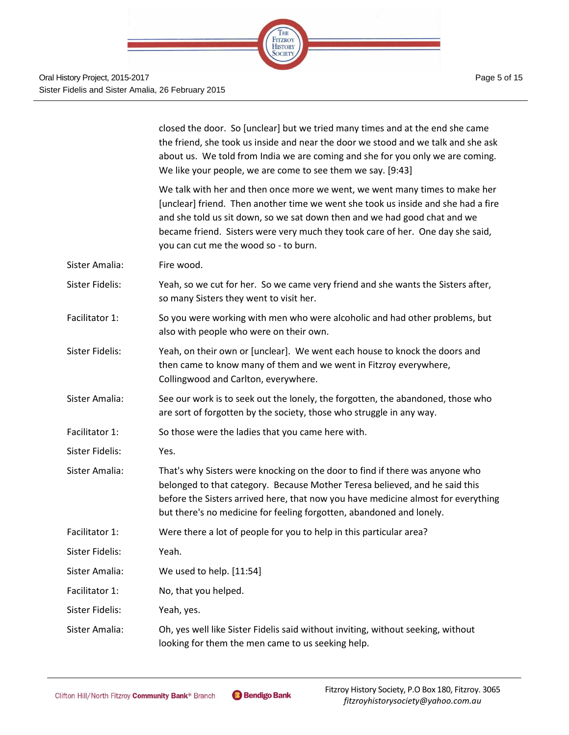closed the door. So [unclear] but we tried many times and at the end she came the friend, she took us inside and near the door we stood and we talk and she ask about us. We told from India we are coming and she for you only we are coming. We like your people, we are come to see them we say. [9:43]

We talk with her and then once more we went, we went many times to make her [unclear] friend. Then another time we went she took us inside and she had a fire and she told us sit down, so we sat down then and we had good chat and we became friend. Sisters were very much they took care of her. One day she said, you can cut me the wood so - to burn.

| | |
|---|---|
| Sister Amalia: | Fire wood. |
| Sister Fidelis: | Yeah, so we cut for her. So we came very friend and she wants the Sisters after, so many Sisters they went to visit her. |
| Facilitator 1: | So you were working with men who were alcoholic and had other problems, but also with people who were on their own. |
| Sister Fidelis: | Yeah, on their own or [unclear]. We went each house to knock the doors and then came to know many of them and we went in Fitzroy everywhere, Collingwood and Carlton, everywhere. |
| Sister Amalia: | See our work is to seek out the lonely, the forgotten, the abandoned, those who are sort of forgotten by the society, those who struggle in any way. |
| Facilitator 1: | So those were the ladies that you came here with. |
| Sister Fidelis: | Yes. |
| Sister Amalia: | That's why Sisters were knocking on the door to find if there was anyone who belonged to that category. Because Mother Teresa believed, and he said this before the Sisters arrived here, that now you have medicine almost for everything but there's no medicine for feeling forgotten, abandoned and lonely. |
| Facilitator 1: | Were there a lot of people for you to help in this particular area? |
| Sister Fidelis: | Yeah. |
| Sister Amalia: | We used to help. [11:54] |
| Facilitator 1: | No, that you helped. |
| Sister Fidelis: | Yeah, yes. |
| Sister Amalia: | Oh, yes well like Sister Fidelis said without inviting, without seeking, without looking for them the men came to us seeking help. |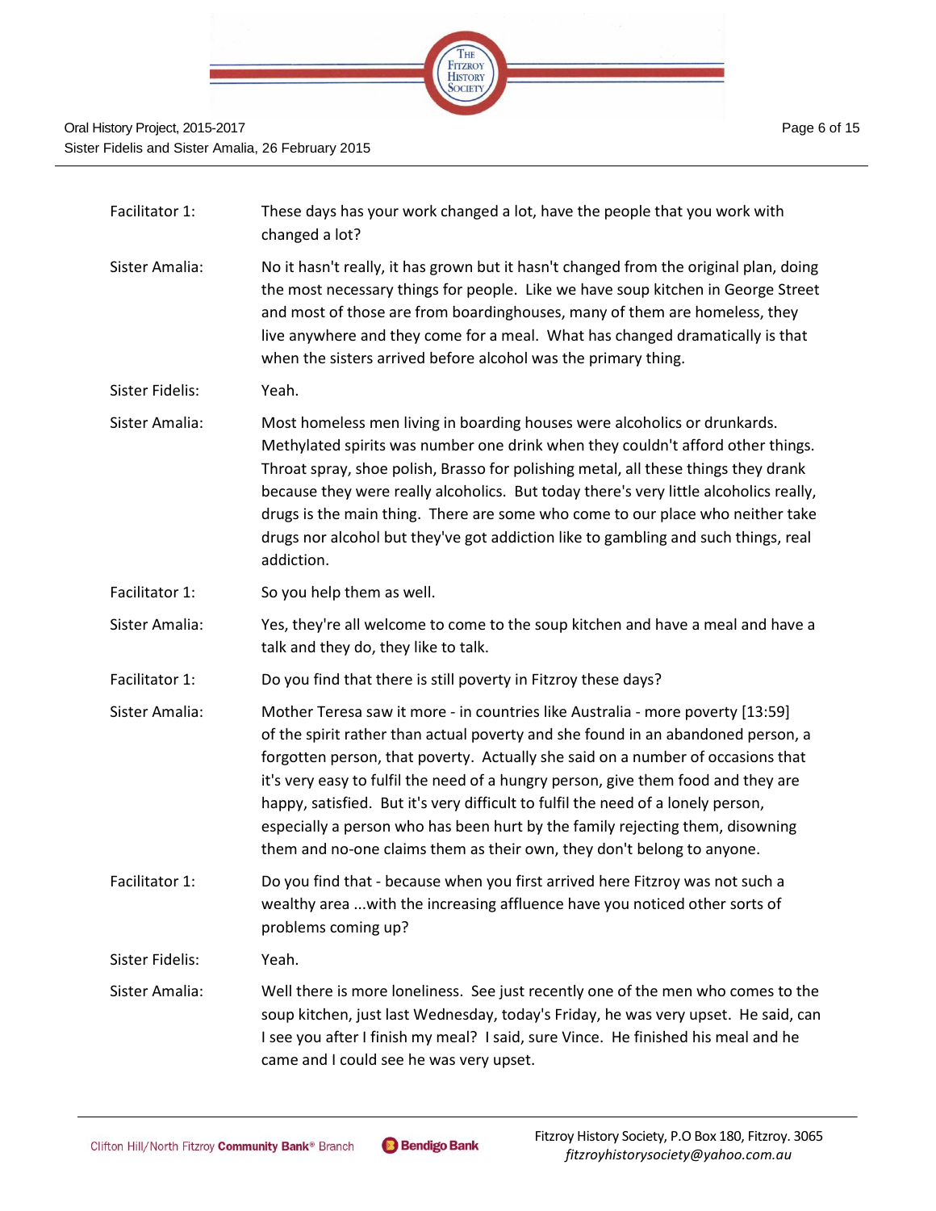| | |
|---|---|
| Facilitator 1: | These days has your work changed a lot, have the people that you work with changed a lot? |
| Sister Amalia: | No it hasn't really, it has grown but it hasn't changed from the original plan, doing the most necessary things for people. Like we have soup kitchen in George Street and most of those are from boardinghouses, many of them are homeless, they live anywhere and they come for a meal. What has changed dramatically is that when the sisters arrived before alcohol was the primary thing. |
| Sister Fidelis: | Yeah. |
| Sister Amalia: | Most homeless men living in boarding houses were alcoholics or drunkards. Methylated spirits was number one drink when they couldn't afford other things. Throat spray, shoe polish, Brasso for polishing metal, all these things they drank because they were really alcoholics. But today there's very little alcoholics really, drugs is the main thing. There are some who come to our place who neither take drugs nor alcohol but they've got addiction like to gambling and such things, real addiction. |
| Facilitator 1: | So you help them as well. |
| Sister Amalia: | Yes, they're all welcome to come to the soup kitchen and have a meal and have a talk and they do, they like to talk. |
| Facilitator 1: | Do you find that there is still poverty in Fitzroy these days? |
| Sister Amalia: | Mother Teresa saw it more - in countries like Australia - more poverty [13:59] of the spirit rather than actual poverty and she found in an abandoned person, a forgotten person, that poverty. Actually she said on a number of occasions that it's very easy to fulfil the need of a hungry person, give them food and they are happy, satisfied. But it's very difficult to fulfil the need of a lonely person, especially a person who has been hurt by the family rejecting them, disowning them and no-one claims them as their own, they don't belong to anyone. |
| Facilitator 1: | Do you find that - because when you first arrived here Fitzroy was not such a wealthy area ...with the increasing affluence have you noticed other sorts of problems coming up? |
| Sister Fidelis: | Yeah. |
| Sister Amalia: | Well there is more loneliness. See just recently one of the men who comes to the soup kitchen, just last Wednesday, today's Friday, he was very upset. He said, can I see you after I finish my meal? I said, sure Vince. He finished his meal and he came and I could see he was very upset. |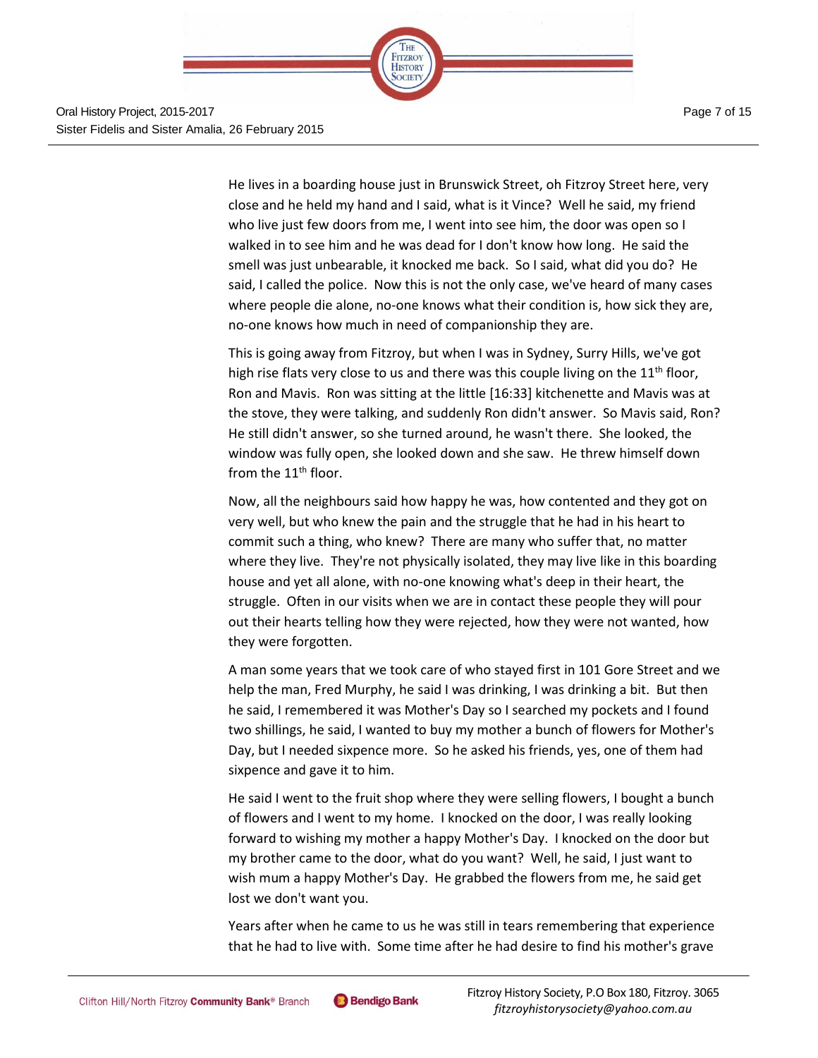He lives in a boarding house just in Brunswick Street, oh Fitzroy Street here, very close and he held my hand and I said, what is it Vince? Well he said, my friend who live just few doors from me, I went into see him, the door was open so I walked in to see him and he was dead for I don't know how long. He said the smell was just unbearable, it knocked me back. So I said, what did you do? He said, I called the police. Now this is not the only case, we've heard of many cases where people die alone, no-one knows what their condition is, how sick they are, no-one knows how much in need of companionship they are.

This is going away from Fitzroy, but when I was in Sydney, Surry Hills, we've got high rise flats very close to us and there was this couple living on the 11th floor, Ron and Mavis. Ron was sitting at the little [16:33] kitchenette and Mavis was at the stove, they were talking, and suddenly Ron didn't answer. So Mavis said, Ron? He still didn't answer, so she turned around, he wasn't there. She looked, the window was fully open, she looked down and she saw. He threw himself down from the 11th floor.

Now, all the neighbours said how happy he was, how contented and they got on very well, but who knew the pain and the struggle that he had in his heart to commit such a thing, who knew? There are many who suffer that, no matter where they live. They're not physically isolated, they may live like in this boarding house and yet all alone, with no-one knowing what's deep in their heart, the struggle. Often in our visits when we are in contact these people they will pour out their hearts telling how they were rejected, how they were not wanted, how they were forgotten.

A man some years that we took care of who stayed first in 101 Gore Street and we help the man, Fred Murphy, he said I was drinking, I was drinking a bit. But then he said, I remembered it was Mother's Day so I searched my pockets and I found two shillings, he said, I wanted to buy my mother a bunch of flowers for Mother's Day, but I needed sixpence more. So he asked his friends, yes, one of them had sixpence and gave it to him.

He said I went to the fruit shop where they were selling flowers, I bought a bunch of flowers and I went to my home. I knocked on the door, I was really looking forward to wishing my mother a happy Mother's Day. I knocked on the door but my brother came to the door, what do you want? Well, he said, I just want to wish mum a happy Mother's Day. He grabbed the flowers from me, he said get lost we don't want you.

Years after when he came to us he was still in tears remembering that experience that he had to live with. Some time after he had desire to find his mother's grave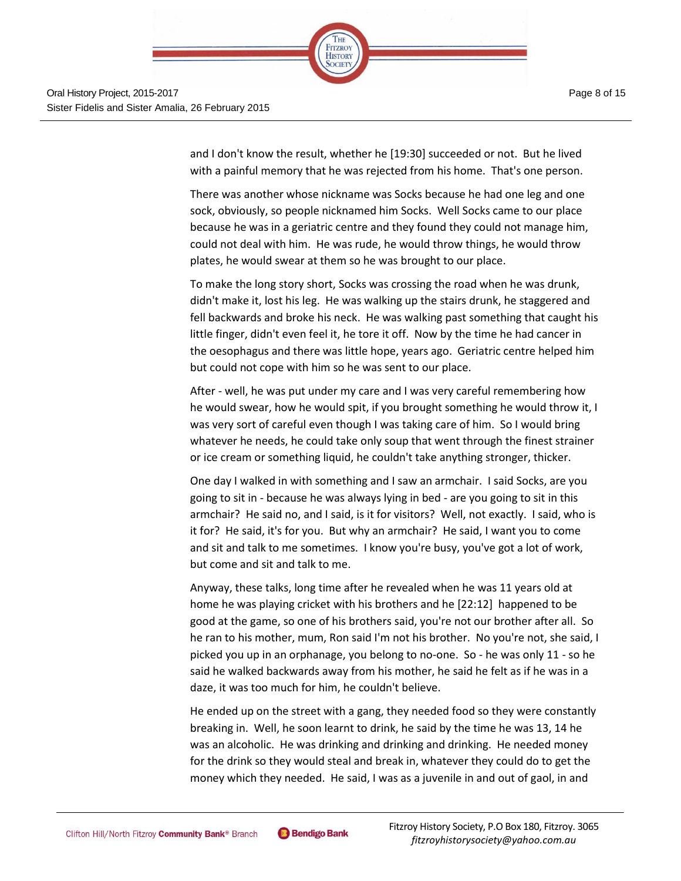and I don't know the result, whether he [19:30] succeeded or not. But he lived with a painful memory that he was rejected from his home. That's one person.

There was another whose nickname was Socks because he had one leg and one sock, obviously, so people nicknamed him Socks. Well Socks came to our place because he was in a geriatric centre and they found they could not manage him, could not deal with him. He was rude, he would throw things, he would throw plates, he would swear at them so he was brought to our place.

To make the long story short, Socks was crossing the road when he was drunk, didn't make it, lost his leg. He was walking up the stairs drunk, he staggered and fell backwards and broke his neck. He was walking past something that caught his little finger, didn't even feel it, he tore it off. Now by the time he had cancer in the oesophagus and there was little hope, years ago. Geriatric centre helped him but could not cope with him so he was sent to our place.

After - well, he was put under my care and I was very careful remembering how he would swear, how he would spit, if you brought something he would throw it, I was very sort of careful even though I was taking care of him. So I would bring whatever he needs, he could take only soup that went through the finest strainer or ice cream or something liquid, he couldn't take anything stronger, thicker.

One day I walked in with something and I saw an armchair. I said Socks, are you going to sit in - because he was always lying in bed - are you going to sit in this armchair? He said no, and I said, is it for visitors? Well, not exactly. I said, who is it for? He said, it's for you. But why an armchair? He said, I want you to come and sit and talk to me sometimes. I know you're busy, you've got a lot of work, but come and sit and talk to me.

Anyway, these talks, long time after he revealed when he was 11 years old at home he was playing cricket with his brothers and he [22:12] happened to be good at the game, so one of his brothers said, you're not our brother after all. So he ran to his mother, mum, Ron said I'm not his brother. No you're not, she said, I picked you up in an orphanage, you belong to no-one. So - he was only 11 - so he said he walked backwards away from his mother, he said he felt as if he was in a daze, it was too much for him, he couldn't believe.

He ended up on the street with a gang, they needed food so they were constantly breaking in. Well, he soon learnt to drink, he said by the time he was 13, 14 he was an alcoholic. He was drinking and drinking and drinking. He needed money for the drink so they would steal and break in, whatever they could do to get the money which they needed. He said, I was as a juvenile in and out of gaol, in and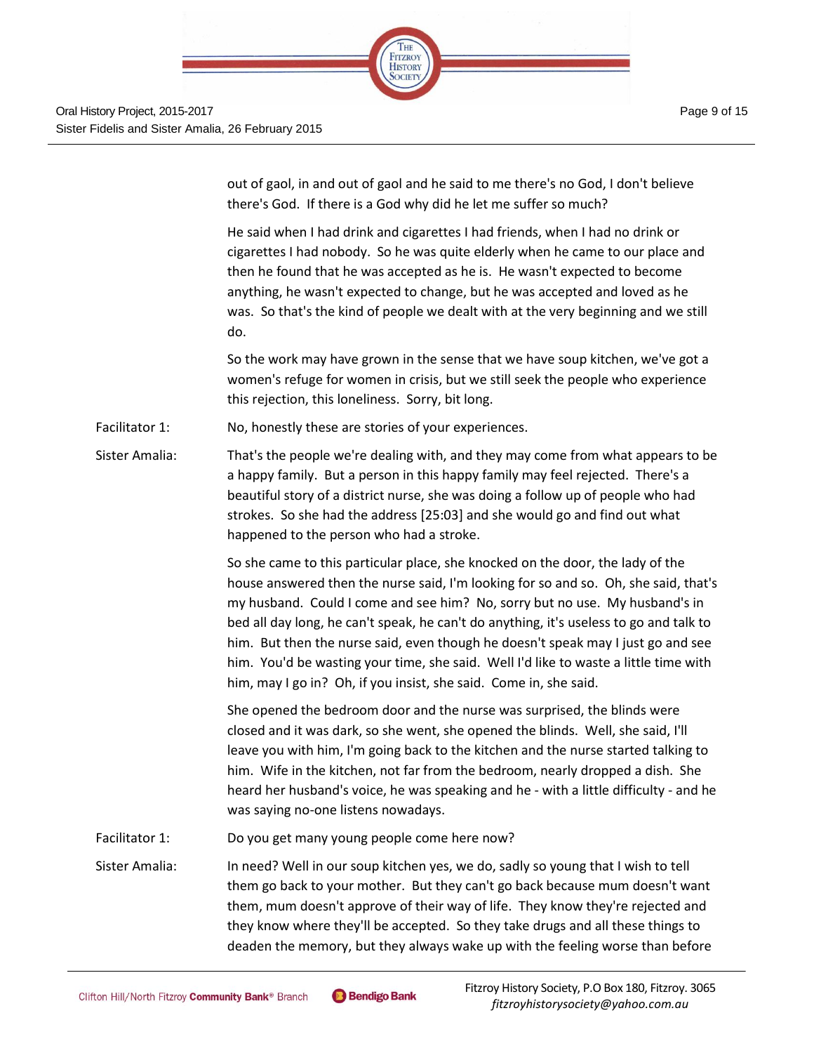out of gaol, in and out of gaol and he said to me there's no God, I don't believe there's God. If there is a God why did he let me suffer so much?

He said when I had drink and cigarettes I had friends, when I had no drink or cigarettes I had nobody. So he was quite elderly when he came to our place and then he found that he was accepted as he is. He wasn't expected to become anything, he wasn't expected to change, but he was accepted and loved as he was. So that's the kind of people we dealt with at the very beginning and we still do.

So the work may have grown in the sense that we have soup kitchen, we've got a women's refuge for women in crisis, but we still seek the people who experience this rejection, this loneliness. Sorry, bit long.

Facilitator 1: No, honestly these are stories of your experiences.

Sister Amalia: That's the people we're dealing with, and they may come from what appears to be a happy family. But a person in this happy family may feel rejected. There's a beautiful story of a district nurse, she was doing a follow up of people who had strokes. So she had the address [25:03] and she would go and find out what happened to the person who had a stroke.

So she came to this particular place, she knocked on the door, the lady of the house answered then the nurse said, I'm looking for so and so. Oh, she said, that's my husband. Could I come and see him? No, sorry but no use. My husband's in bed all day long, he can't speak, he can't do anything, it's useless to go and talk to him. But then the nurse said, even though he doesn't speak may I just go and see him. You'd be wasting your time, she said. Well I'd like to waste a little time with him, may I go in? Oh, if you insist, she said. Come in, she said.

She opened the bedroom door and the nurse was surprised, the blinds were closed and it was dark, so she went, she opened the blinds. Well, she said, I'll leave you with him, I'm going back to the kitchen and the nurse started talking to him. Wife in the kitchen, not far from the bedroom, nearly dropped a dish. She heard her husband's voice, he was speaking and he - with a little difficulty - and he was saying no-one listens nowadays.

Facilitator 1: Do you get many young people come here now?

Sister Amalia: In need? Well in our soup kitchen yes, we do, sadly so young that I wish to tell them go back to your mother. But they can't go back because mum doesn't want them, mum doesn't approve of their way of life. They know they're rejected and they know where they'll be accepted. So they take drugs and all these things to deaden the memory, but they always wake up with the feeling worse than before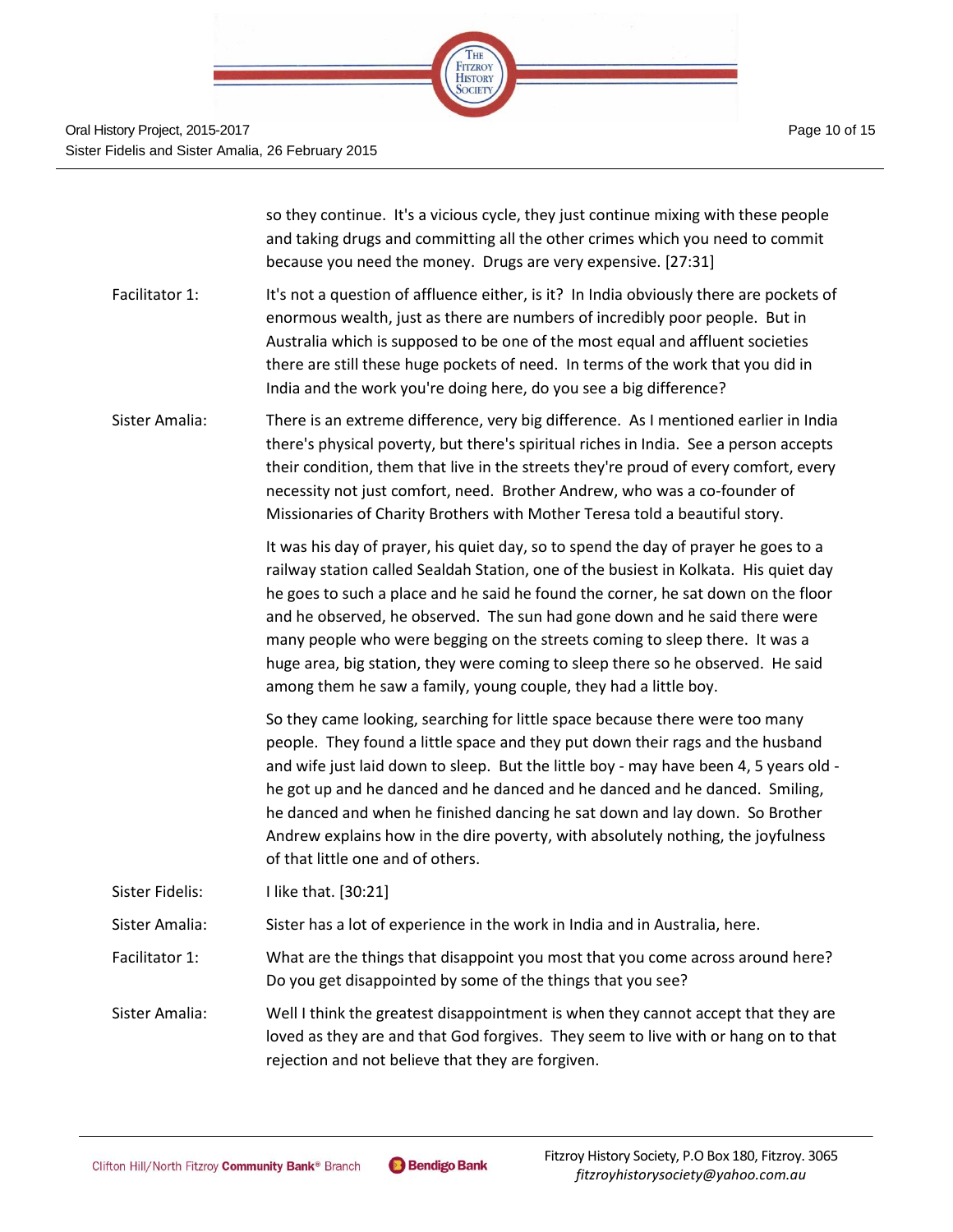so they continue. It's a vicious cycle, they just continue mixing with these people and taking drugs and committing all the other crimes which you need to commit because you need the money. Drugs are very expensive. [27:31]

**Facilitator 1:** It's not a question of affluence either, is it? In India obviously there are pockets of enormous wealth, just as there are numbers of incredibly poor people. But in Australia which is supposed to be one of the most equal and affluent societies there are still these huge pockets of need. In terms of the work that you did in India and the work you're doing here, do you see a big difference?

**Sister Amalia:** There is an extreme difference, very big difference. As I mentioned earlier in India there's physical poverty, but there's spiritual riches in India. See a person accepts their condition, them that live in the streets they're proud of every comfort, every necessity not just comfort, need. Brother Andrew, who was a co-founder of Missionaries of Charity Brothers with Mother Teresa told a beautiful story.

It was his day of prayer, his quiet day, so to spend the day of prayer he goes to a railway station called Sealdah Station, one of the busiest in Kolkata. His quiet day he goes to such a place and he said he found the corner, he sat down on the floor and he observed, he observed. The sun had gone down and he said there were many people who were begging on the streets coming to sleep there. It was a huge area, big station, they were coming to sleep there so he observed. He said among them he saw a family, young couple, they had a little boy.

So they came looking, searching for little space because there were too many people. They found a little space and they put down their rags and the husband and wife just laid down to sleep. But the little boy - may have been 4, 5 years old - he got up and he danced and he danced and he danced and he danced. Smiling, he danced and when he finished dancing he sat down and lay down. So Brother Andrew explains how in the dire poverty, with absolutely nothing, the joyfulness of that little one and of others.

**Sister Fidelis:** I like that. [30:21]

**Sister Amalia:** Sister has a lot of experience in the work in India and in Australia, here.

**Facilitator 1:** What are the things that disappoint you most that you come across around here? Do you get disappointed by some of the things that you see?

**Sister Amalia:** Well I think the greatest disappointment is when they cannot accept that they are loved as they are and that God forgives. They seem to live with or hang on to that rejection and not believe that they are forgiven.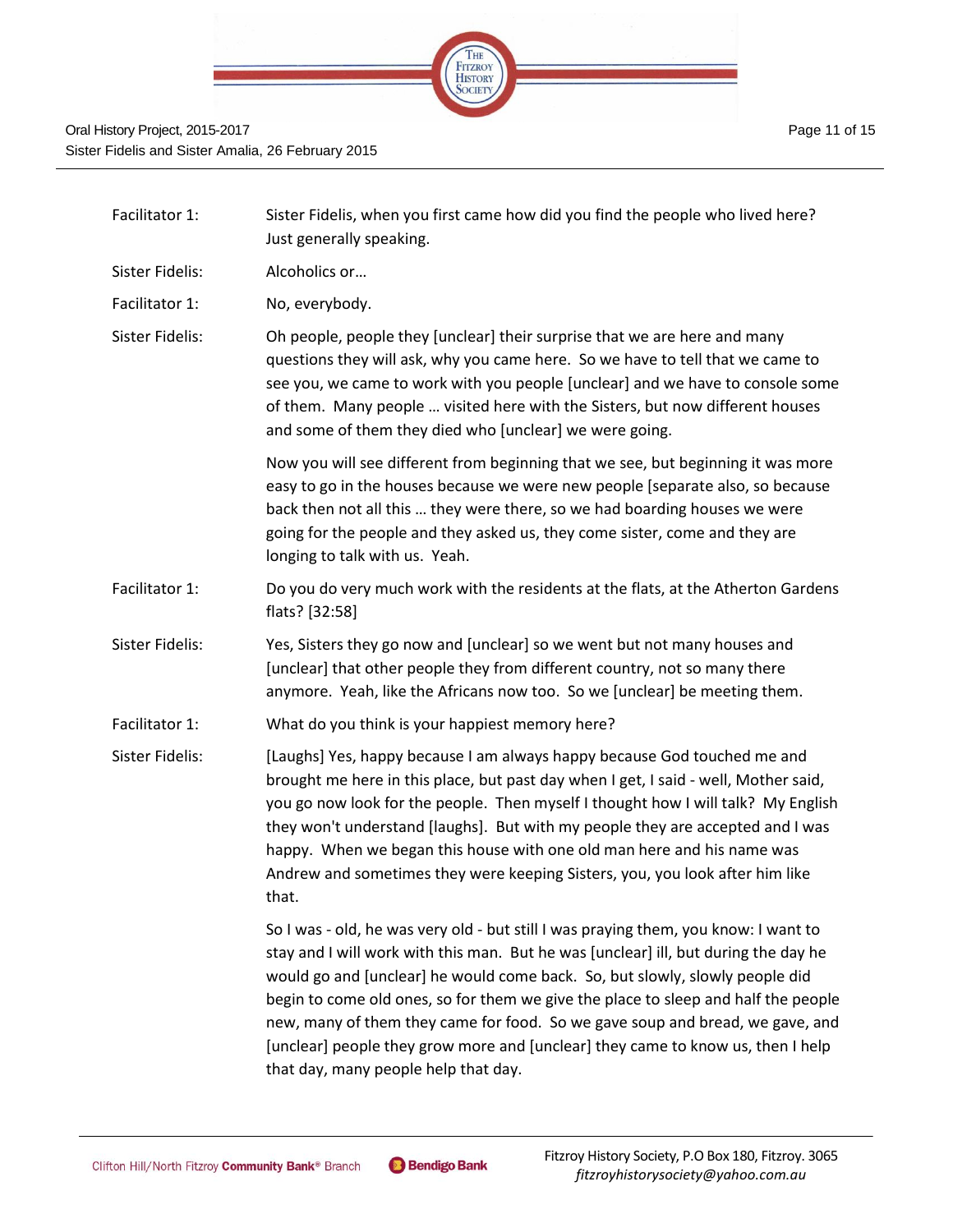Facilitator 1: Sister Fidelis, when you first came how did you find the people who lived here? Just generally speaking.

Sister Fidelis: Alcoholics or…

Facilitator 1: No, everybody.

Sister Fidelis: Oh people, people they [unclear] their surprise that we are here and many questions they will ask, why you came here. So we have to tell that we came to see you, we came to work with you people [unclear] and we have to console some of them. Many people … visited here with the Sisters, but now different houses and some of them they died who [unclear] we were going.

Now you will see different from beginning that we see, but beginning it was more easy to go in the houses because we were new people [separate also, so because back then not all this … they were there, so we had boarding houses we were going for the people and they asked us, they come sister, come and they are longing to talk with us. Yeah.

Facilitator 1: Do you do very much work with the residents at the flats, at the Atherton Gardens flats? [32:58]

Sister Fidelis: Yes, Sisters they go now and [unclear] so we went but not many houses and [unclear] that other people they from different country, not so many there anymore. Yeah, like the Africans now too. So we [unclear] be meeting them.

Facilitator 1: What do you think is your happiest memory here?

Sister Fidelis: [Laughs] Yes, happy because I am always happy because God touched me and brought me here in this place, but past day when I get, I said - well, Mother said, you go now look for the people. Then myself I thought how I will talk? My English they won't understand [laughs]. But with my people they are accepted and I was happy. When we began this house with one old man here and his name was Andrew and sometimes they were keeping Sisters, you, you look after him like that.

So I was - old, he was very old - but still I was praying them, you know: I want to stay and I will work with this man. But he was [unclear] ill, but during the day he would go and [unclear] he would come back. So, but slowly, slowly people did begin to come old ones, so for them we give the place to sleep and half the people new, many of them they came for food. So we gave soup and bread, we gave, and [unclear] people they grow more and [unclear] they came to know us, then I help that day, many people help that day.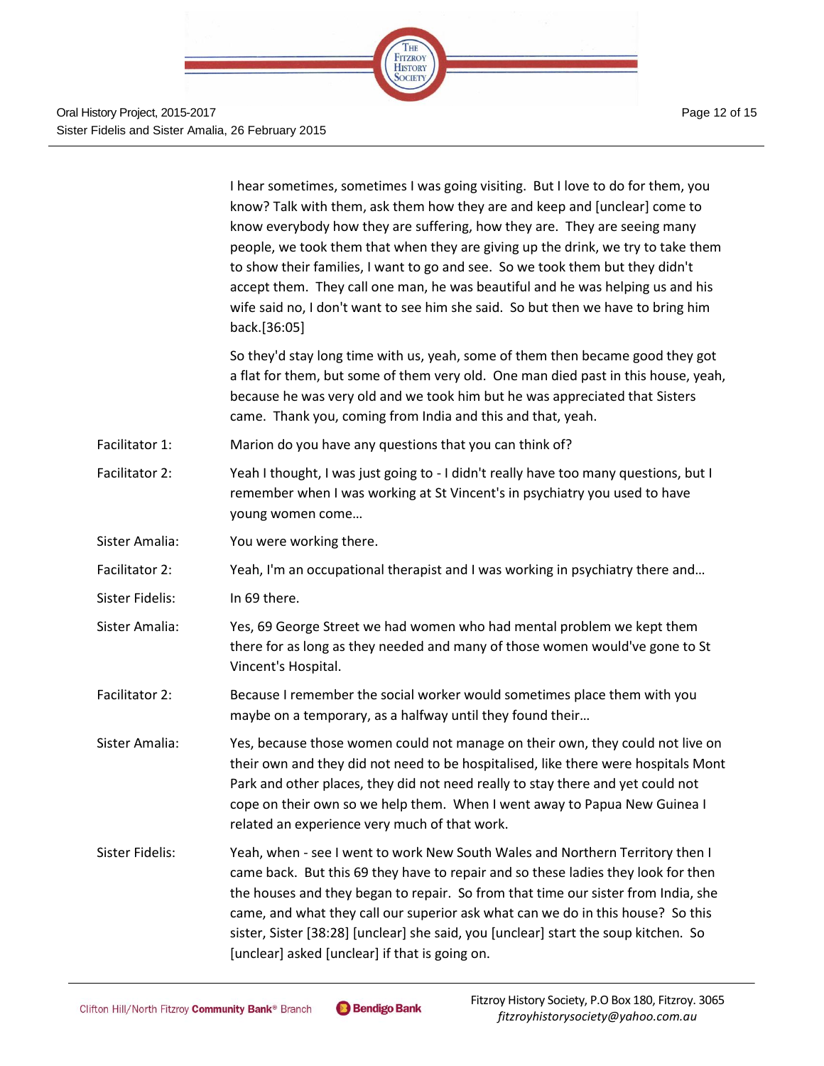I hear sometimes, sometimes I was going visiting. But I love to do for them, you know? Talk with them, ask them how they are and keep and [unclear] come to know everybody how they are suffering, how they are. They are seeing many people, we took them that when they are giving up the drink, we try to take them to show their families, I want to go and see. So we took them but they didn't accept them. They call one man, he was beautiful and he was helping us and his wife said no, I don't want to see him she said. So but then we have to bring him back.[36:05]

So they'd stay long time with us, yeah, some of them then became good they got a flat for them, but some of them very old. One man died past in this house, yeah, because he was very old and we took him but he was appreciated that Sisters came. Thank you, coming from India and this and that, yeah.

**Facilitator 1:** Marion do you have any questions that you can think of?

**Facilitator 2:** Yeah I thought, I was just going to - I didn't really have too many questions, but I remember when I was working at St Vincent's in psychiatry you used to have young women come…

**Sister Amalia:** You were working there.

**Facilitator 2:** Yeah, I'm an occupational therapist and I was working in psychiatry there and…

**Sister Fidelis:** In 69 there.

**Sister Amalia:** Yes, 69 George Street we had women who had mental problem we kept them there for as long as they needed and many of those women would've gone to St Vincent's Hospital.

**Facilitator 2:** Because I remember the social worker would sometimes place them with you maybe on a temporary, as a halfway until they found their…

**Sister Amalia:** Yes, because those women could not manage on their own, they could not live on their own and they did not need to be hospitalised, like there were hospitals Mont Park and other places, they did not need really to stay there and yet could not cope on their own so we help them. When I went away to Papua New Guinea I related an experience very much of that work.

**Sister Fidelis:** Yeah, when - see I went to work New South Wales and Northern Territory then I came back. But this 69 they have to repair and so these ladies they look for then the houses and they began to repair. So from that time our sister from India, she came, and what they call our superior ask what can we do in this house? So this sister, Sister [38:28] [unclear] she said, you [unclear] start the soup kitchen. So [unclear] asked [unclear] if that is going on.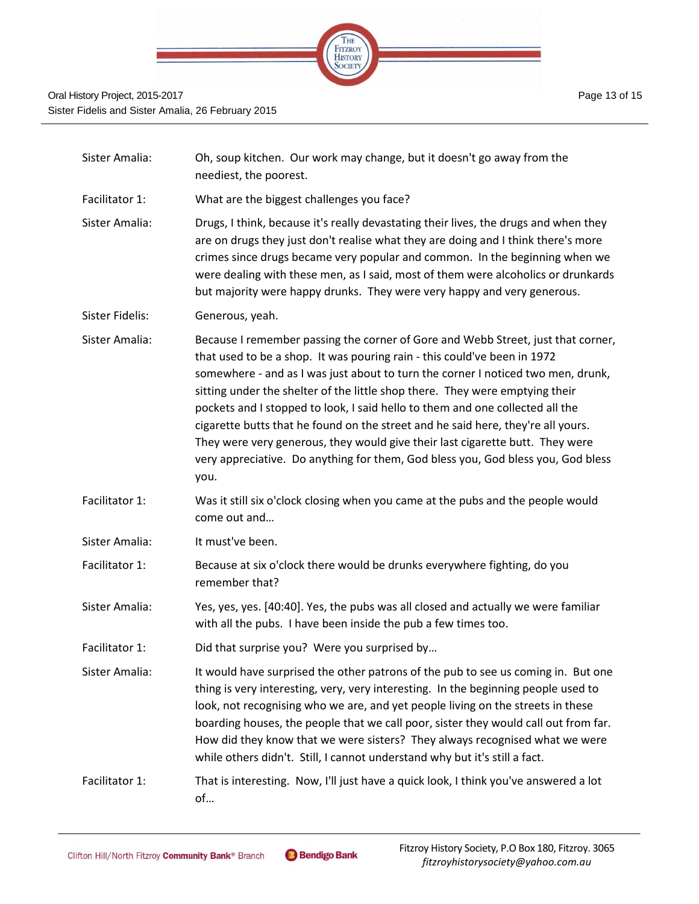| | |
|---|---|
| Sister Amalia: | Oh, soup kitchen. Our work may change, but it doesn't go away from the neediest, the poorest. |
| Facilitator 1: | What are the biggest challenges you face? |
| Sister Amalia: | Drugs, I think, because it's really devastating their lives, the drugs and when they are on drugs they just don't realise what they are doing and I think there's more crimes since drugs became very popular and common. In the beginning when we were dealing with these men, as I said, most of them were alcoholics or drunkards but majority were happy drunks. They were very happy and very generous. |
| Sister Fidelis: | Generous, yeah. |
| Sister Amalia: | Because I remember passing the corner of Gore and Webb Street, just that corner, that used to be a shop. It was pouring rain - this could've been in 1972 somewhere - and as I was just about to turn the corner I noticed two men, drunk, sitting under the shelter of the little shop there. They were emptying their pockets and I stopped to look, I said hello to them and one collected all the cigarette butts that he found on the street and he said here, they're all yours. They were very generous, they would give their last cigarette butt. They were very appreciative. Do anything for them, God bless you, God bless you, God bless you. |
| Facilitator 1: | Was it still six o'clock closing when you came at the pubs and the people would come out and… |
| Sister Amalia: | It must've been. |
| Facilitator 1: | Because at six o'clock there would be drunks everywhere fighting, do you remember that? |
| Sister Amalia: | Yes, yes, yes. [40:40]. Yes, the pubs was all closed and actually we were familiar with all the pubs. I have been inside the pub a few times too. |
| Facilitator 1: | Did that surprise you? Were you surprised by… |
| Sister Amalia: | It would have surprised the other patrons of the pub to see us coming in. But one thing is very interesting, very, very interesting. In the beginning people used to look, not recognising who we are, and yet people living on the streets in these boarding houses, the people that we call poor, sister they would call out from far. How did they know that we were sisters? They always recognised what we were while others didn't. Still, I cannot understand why but it's still a fact. |
| Facilitator 1: | That is interesting. Now, I'll just have a quick look, I think you've answered a lot of… |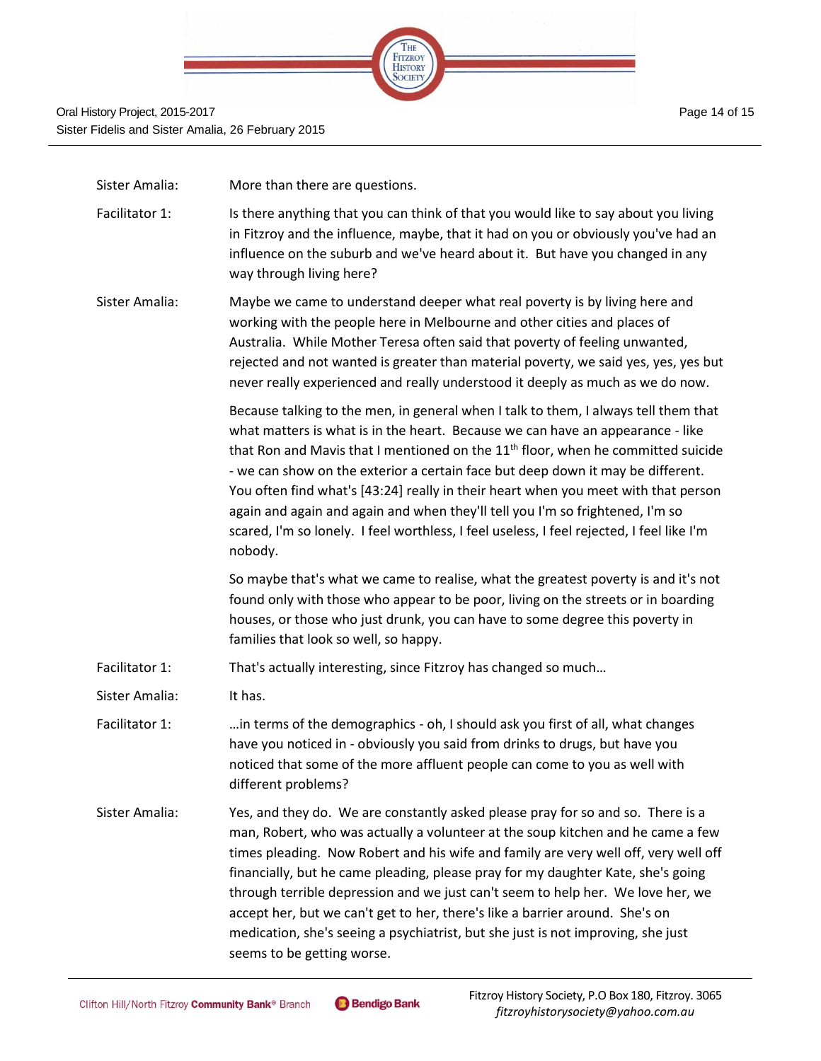Sister Amalia: More than there are questions.

Facilitator 1: Is there anything that you can think of that you would like to say about you living in Fitzroy and the influence, maybe, that it had on you or obviously you've had an influence on the suburb and we've heard about it. But have you changed in any way through living here?

Sister Amalia: Maybe we came to understand deeper what real poverty is by living here and working with the people here in Melbourne and other cities and places of Australia. While Mother Teresa often said that poverty of feeling unwanted, rejected and not wanted is greater than material poverty, we said yes, yes, yes but never really experienced and really understood it deeply as much as we do now.

Because talking to the men, in general when I talk to them, I always tell them that what matters is what is in the heart. Because we can have an appearance - like that Ron and Mavis that I mentioned on the 11th floor, when he committed suicide - we can show on the exterior a certain face but deep down it may be different. You often find what's [43:24] really in their heart when you meet with that person again and again and again and when they'll tell you I'm so frightened, I'm so scared, I'm so lonely. I feel worthless, I feel useless, I feel rejected, I feel like I'm nobody.

So maybe that's what we came to realise, what the greatest poverty is and it's not found only with those who appear to be poor, living on the streets or in boarding houses, or those who just drunk, you can have to some degree this poverty in families that look so well, so happy.

Facilitator 1: That's actually interesting, since Fitzroy has changed so much…

Sister Amalia: It has.

Facilitator 1: …in terms of the demographics - oh, I should ask you first of all, what changes have you noticed in - obviously you said from drinks to drugs, but have you noticed that some of the more affluent people can come to you as well with different problems?

Sister Amalia: Yes, and they do. We are constantly asked please pray for so and so. There is a man, Robert, who was actually a volunteer at the soup kitchen and he came a few times pleading. Now Robert and his wife and family are very well off, very well off financially, but he came pleading, please pray for my daughter Kate, she's going through terrible depression and we just can't seem to help her. We love her, we accept her, but we can't get to her, there's like a barrier around. She's on medication, she's seeing a psychiatrist, but she just is not improving, she just seems to be getting worse.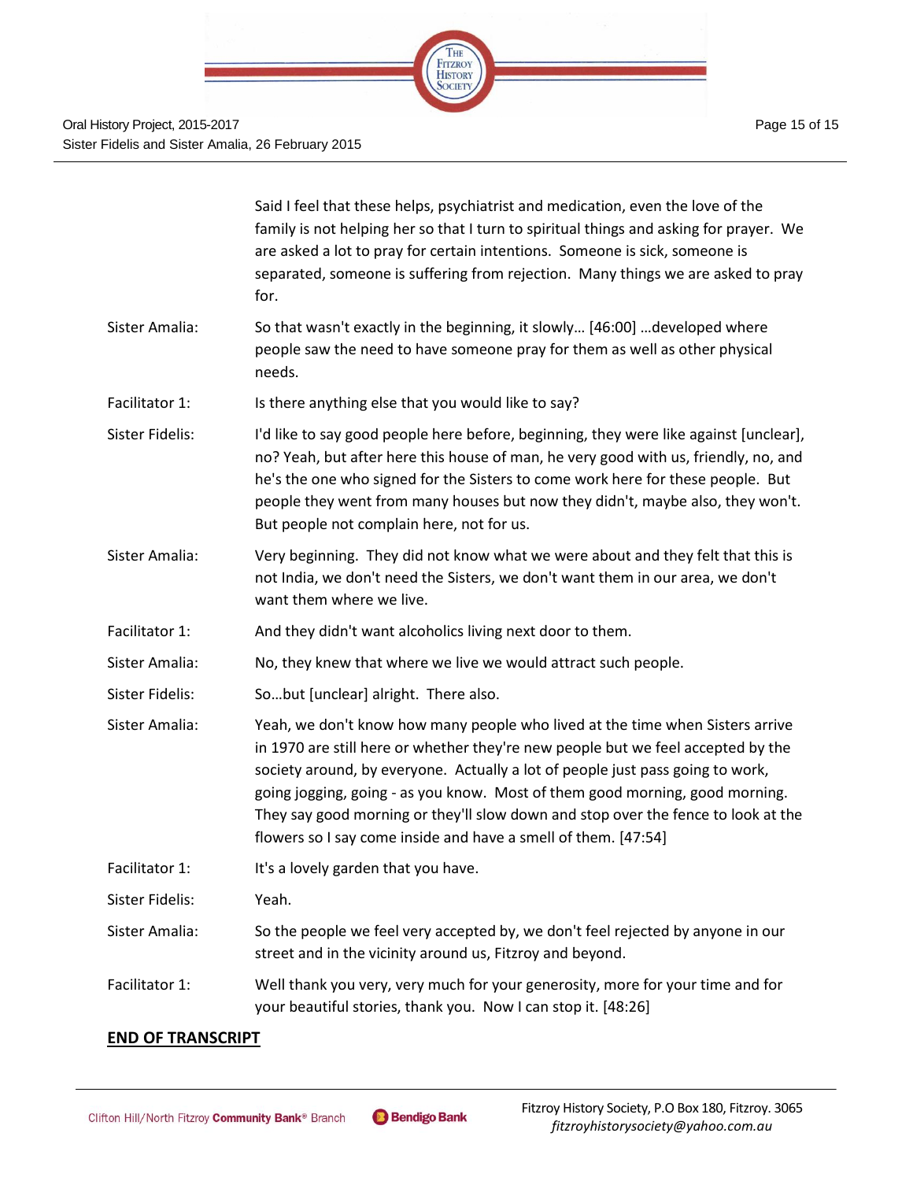Said I feel that these helps, psychiatrist and medication, even the love of the family is not helping her so that I turn to spiritual things and asking for prayer. We are asked a lot to pray for certain intentions. Someone is sick, someone is separated, someone is suffering from rejection. Many things we are asked to pray for.

Sister Amalia: So that wasn't exactly in the beginning, it slowly… [46:00] …developed where people saw the need to have someone pray for them as well as other physical needs.

Facilitator 1: Is there anything else that you would like to say?

Sister Fidelis: I'd like to say good people here before, beginning, they were like against [unclear], no? Yeah, but after here this house of man, he very good with us, friendly, no, and he's the one who signed for the Sisters to come work here for these people. But people they went from many houses but now they didn't, maybe also, they won't. But people not complain here, not for us.

Sister Amalia: Very beginning. They did not know what we were about and they felt that this is not India, we don't need the Sisters, we don't want them in our area, we don't want them where we live.

Facilitator 1: And they didn't want alcoholics living next door to them.

Sister Amalia: No, they knew that where we live we would attract such people.

Sister Fidelis: So…but [unclear] alright. There also.

Sister Amalia: Yeah, we don't know how many people who lived at the time when Sisters arrive in 1970 are still here or whether they're new people but we feel accepted by the society around, by everyone. Actually a lot of people just pass going to work, going jogging, going - as you know. Most of them good morning, good morning. They say good morning or they'll slow down and stop over the fence to look at the flowers so I say come inside and have a smell of them. [47:54]

Facilitator 1: It's a lovely garden that you have.

Sister Fidelis: Yeah.

Sister Amalia: So the people we feel very accepted by, we don't feel rejected by anyone in our street and in the vicinity around us, Fitzroy and beyond.

Facilitator 1: Well thank you very, very much for your generosity, more for your time and for your beautiful stories, thank you. Now I can stop it. [48:26]

**END OF TRANSCRIPT**